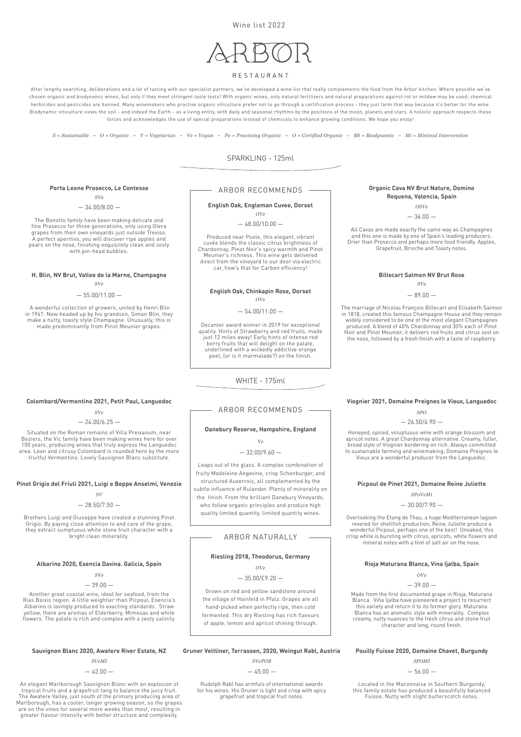Wine list 2022

# ARBOR

RESTAURANT

After lengthy searching, deliberations and a lot of tasting with our specialist partners, we've developed a wine list that really complements the food from the Arbor kitchen. Where possible we've chosen organic and biodynamic wines, but only if they meet stringent taste tests! With organic wines, only natural fertilizers and natural preparations against rot or mildew may be used; chemical herbicides and pesticides are banned. Many winemakers who practise organic viticulture prefer not to go through a certification process - they just farm that way because it's better for the wine. Biodynamic viticulture views the soil - and indeed the Earth - as a living entity, with daily and seasonal rhythms by the positions of the moon, planets and stars. A holistic approach respects these forces and acknowledges the use of special preparations instead of chemicals to enhance growing conditions. We hope you enjoy!

*S = Sustainable ~ O = Organic ~ V = Vegetarian ~ Ve = Vegan ~ Po = Practising Organic ~ O = Certified Organic ~ Bb = Biodynamic ~ Mi = Minimal Intervention*

## SPARKLING - 125ml

**Porta Leone Prosecco, Le Contesse**

*SVe*

— 34.00/8.00 —

The Bonotto family have been making delicate and fine Prosecco for three generations, only using Glera grapes from their own vineyards just outside Treviso. A perfect aperitivo, you will discover ripe apples and pears on the nose, finishing exquisitely clean and zesty with pin-head bubbles.

**H. Blin, NV Brut, Vallee de la Marne, Champagne**

*SVe*

— 55.00/11.00 —

A wonderful collection of growers, united by Henri Blin in 1947. Now headed up by his grandson, Simon Blin, they make a nutty, toasty style Champagne. Unusually, this is made predominantly from Pinot Meunier grapes.

### ARBOR RECOMMENDS

**English Oak, Engleman Cuvee, Dorset**

*OVe*

— 48.00/10.00 —

Produced near Poole, this elegant, vibrant cuvée blends the classic citrus brightness of Chardonnay, Pinot Noir's spicy warmth and Pinot Meunier's richness. This wine gets delivered direct from the vineyard to our door via electric car, how's that for Carbon efficiency!

**English Oak, Chinkapin Rose, Dorset**

*OVe*

— 54.00/11.00 —

Decanter award winner in 2019 for exceptional quality. Hints of Strawberry and red fruits, made just 12 miles away! Early hints of intense red berry fruits that will delight on the palate, underlined with a wickedly addictive orange peel, (or is it marmalade?) on the finish.

**Organic Cava NV Brut Nature, Domino Requena, Valencia, Spain**

*OSVe*

— 36.00 —

All Cavas are made exactly the same way as Champagnes and this one is made by one of Spain's leading producers. Drier than Prosecco and perhaps more food friendly. Apples, Grapefruit, Brioche and Toasty notes.

**Billecart Salmon NV Brut Rose**

*SVe*

— 89.00 —

The marriage of Nicolas François Billecart and Elisabeth Salmon in 1818, created this famous Champagne House and they remain widely considered to be one of the most elegant Champagnes produced. A blend of 40% Chardonnay and 30% each of Pinot Noir and Pinot Meunier, it delivers red fruits and citrus zest on the nose, followed by a fresh finish with a taste of raspberry.

## WHITE - 175ml

**Colombard/Vermentino 2021, Petit Paul, Languedoc**

*SVe*

— 24.00/6.25 —

Situated on the Roman remains of Villa Preixanum, near Beziers, the Vic family have been making wines here for over 100 years, producing wines that truly express the Languedoc area. Lean and citrusy Colombard is rounded here by the more fruitful Vermentino. Lovely Sauvignon Blanc substitute.

**Pinot Grigio del Friuli 2021, Luigi e Beppe Anselmi, Venezie**

*SV*

— 28.50/7.50 —

Brothers Luigi and Giuseppe have created a stunning Pinot Grigio. By paying close attention to and care of the grape, they extract sumptuous white stone fruit character with a bright clean minerality.

**Albarino 2020, Esencia Davina. Galicia, Spain**

*SVe*

— 39.00 —

Another great coastal wine, ideal for seafood, from the Rias Baixis region. A little weightier than Picpoul, Esencia's Albarino is lovingly produced to exacting standards. Straw yellow, there are aromas of Elderberry, Mimosas and white flowers. The palate is rich and complex with a zesty salinity.

### ARBOR RECOMMENDS

**Danebury Reserve, Hampshire, England**

*Ve*

— 32.00/9.60 —

Leaps out of the glass. A complex combination of fruity Madeleine Angevine, crisp Schonburger, and structured Auxerrois, all complemented by the subtle influence of Rulander. Plenty of minerality on the finish. From the brilliant Danebury Vineyards, who follow organic principles and produce high quality limited quantity, limited quantity wines.

### ARBOR NATURALLY

**Riesling 2018, Theodorus, Germany**

*OVe*

— 35.00/£9.20 —

Grown on red and yellow sandstone around the village of Hainfeld in Pfalz. Grapes are all hand-picked when perfectly ripe, then cold fermented. This dry Riesling has rich flavours of apple, lemon and apricot shining through.

**Viognier 2021, Domaine Preignes le Vieux, Languedoc**

*SPO*

— 26.50/6.90 —

Honeyed, spiced, voluptuous wine with orange blossom and apricot notes. A great Chardonnay alternative. Creamy, fuller, broad style of Viognier bordering on rich. Always committed to sustainable farming and winemaking, Domaine Preignes le Vieux are a wonderful producer from the Languedoc.

**Picpoul de Pinet 2021, Domaine Reine Juliette**

*SPoVeMi*

— 30.00/7.90 —

Overlooking the Etang de Thau, a huge Mediterranean lagoon revered for shellfish production, Reine Juliette produce a wonderful Picpoul, perhaps one of the best! Unoaked, this crisp white is bursting with citrus, apricots, white flowers and mineral notes with a hint of salt air on the nose.

**Rioja Maturana Blanca, Vina Ijalba, Spain**

*OVe*

— 39.00 —

Made from the first documented grape in Rioja, Maturana Blanca. Viña Ijalba have pioneered a project to resurrect this variety and return it to its former glory. Maturana Blanca has an aromatic style with minerality. Complex creamy, nutty nuances to the fresh citrus and stone fruit character and long, round finish.

**Sauvignon Blanc 2020, Awatere River Estate, NZ**

*SVeMI*

— 42.00 —

An elegant Marlborough Sauvignon Blanc with an explosion of tropical fruits and a grapefruit tang to balance the juicy fruit. The Awatere Valley, just south of the primary producing area of Marlborough, has a cooler, longer growing season, so the grapes are on the vines for several more weeks than most, resulting in greater flavour intensity with better structure and complexity.

**Gruner Veltliner, Terrassen, 2020, Weingut Rabl, Austria**

*SVePOB*

— 45.00 —

Rudolph Rabl has armfuls of international awards for his wines. His Gruner is light and crisp with spicy grapefruit and tropical fruit notes.

**Pouilly Fuisse 2020, Domaine Chavet, Burgundy**

*SPOMI*

— 56.00 —

Located in the Maconnaise in Southern Burgundy, this family estate has produced a beautifully balanced Fuisse. Nutty with slight butterscotch notes.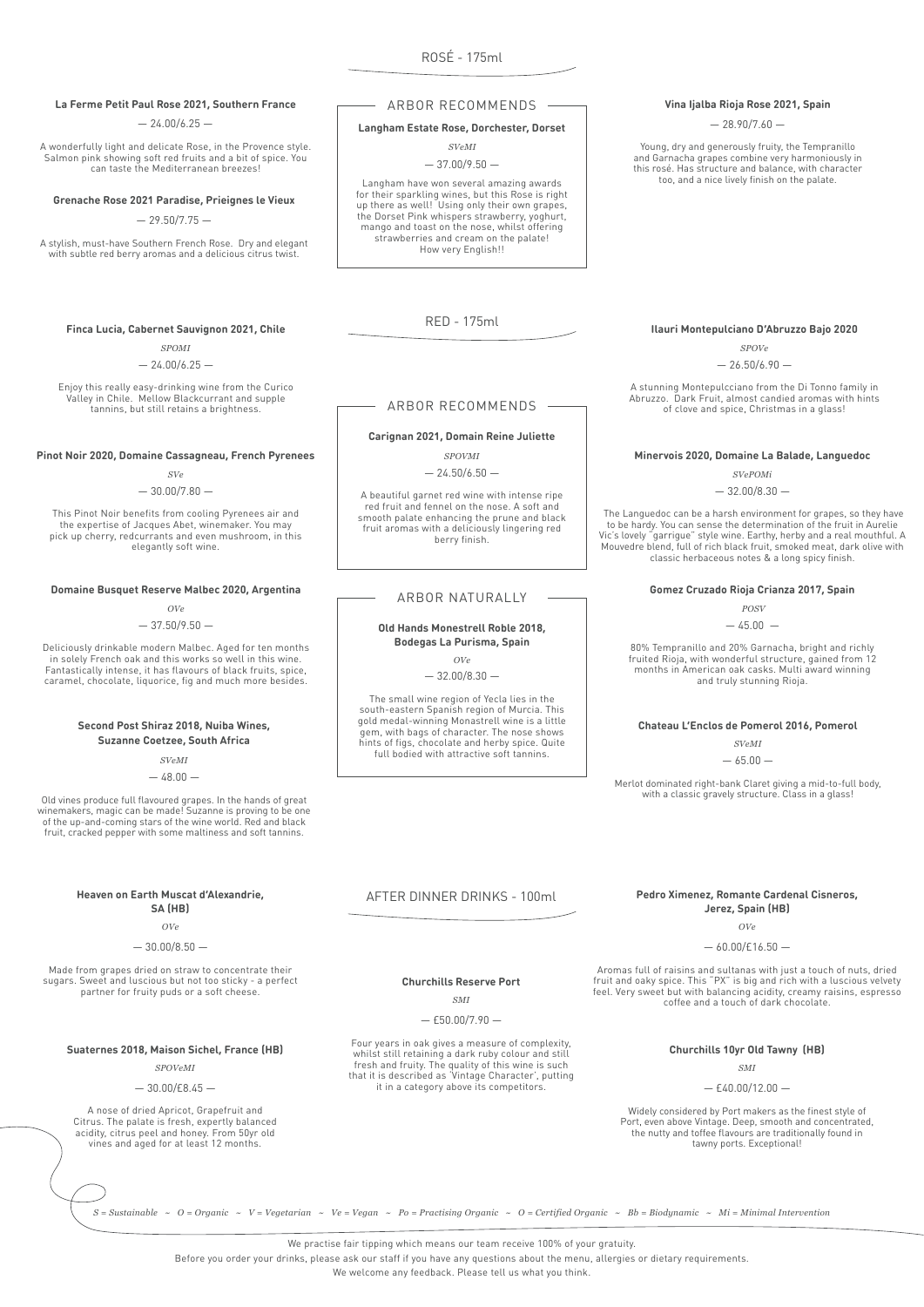## ROSÉ - 175ml

**La Ferme Petit Paul Rose 2021, Southern France**

— 24.00/6.25 —

A wonderfully light and delicate Rose, in the Provence style. Salmon pink showing soft red fruits and a bit of spice. You can taste the Mediterranean breezes!

**Grenache Rose 2021 Paradise, Prieignes le Vieux**

— 29.50/7.75 —

A stylish, must-have Southern French Rose. Dry and elegant with subtle red berry aromas and a delicious citrus twist.

### ARBOR RECOMMENDS

**Langham Estate Rose, Dorchester, Dorset**

*SVeMI*

— 37.00/9.50 —

Langham have won several amazing awards for their sparkling wines, but this Rose is right up there as well! Using only their own grapes, the Dorset Pink whispers strawberry, yoghurt, mango and toast on the nose, whilst offering strawberries and cream on the palate! How very English!!

**Vina Ijalba Rioja Rose 2021, Spain**

— 28.90/7.60 —

Young, dry and generously fruity, the Tempranillo and Garnacha grapes combine very harmoniously in this rosé. Has structure and balance, with character too, and a nice lively finish on the palate.

## RED - 175ml

**Finca Lucia, Cabernet Sauvignon 2021, Chile**

*SPOMI*

— 24.00/6.25 —

Enjoy this really easy-drinking wine from the Curico Valley in Chile. Mellow Blackcurrant and supple tannins, but still retains a brightness.

**Pinot Noir 2020, Domaine Cassagneau, French Pyrenees**

*SVe*

— 30.00/7.80 —

This Pinot Noir benefits from cooling Pyrenees air and the expertise of Jacques Abet, winemaker. You may pick up cherry, redcurrants and even mushroom, in this elegantly soft wine.

**Domaine Busquet Reserve Malbec 2020, Argentina**

*OVe*

— 37.50/9.50 —

Deliciously drinkable modern Malbec. Aged for ten months in solely French oak and this works so well in this wine. Fantastically intense, it has flavours of black fruits, spice, caramel, chocolate, liquorice, fig and much more besides.

**Second Post Shiraz 2018, Nuiba Wines, Suzanne Coetzee, South Africa**

*SVeMI*

— 48.00 —

Old vines produce full flavoured grapes. In the hands of great winemakers, magic can be made! Suzanne is proving to be one of the up-and-coming stars of the wine world. Red and black fruit, cracked pepper with some maltiness and soft tannins.

### ARBOR RECOMMENDS

**Carignan 2021, Domain Reine Juliette**

*SPOVMI*

— 24.50/6.50 —

A beautiful garnet red wine with intense ripe red fruit and fennel on the nose. A soft and smooth palate enhancing the prune and black fruit aromas with a deliciously lingering red berry finish.

### ARBOR NATURALLY

**Old Hands Monestrell Roble 2018, Bodegas La Purisma, Spain**

*OVe*

— 32.00/8.30 —

The small wine region of Yecla lies in the south-eastern Spanish region of Murcia. This gold medal-winning Monastrell wine is a little gem, with bags of character. The nose shows hints of figs, chocolate and herby spice. Quite full bodied with attractive soft tannins.

**Ilauri Montepulciano D'Abruzzo Bajo 2020**

*SPOVe*

— 26.50/6.90 —

A stunning Montepulcciano from the Di Tonno family in Abruzzo. Dark Fruit, almost candied aromas with hints of clove and spice, Christmas in a glass!

**Minervois 2020, Domaine La Balade, Languedoc**

*SVePOMi*

— 32.00/8.30 —

The Languedoc can be a harsh environment for grapes, so they have to be hardy. You can sense the determination of the fruit in Aurelie Vic's lovely "garrigue" style wine. Earthy, herby and a real mouthful. A Mouvedre blend, full of rich black fruit, smoked meat, dark olive with classic herbaceous notes & a long spicy finish.

**Gomez Cruzado Rioja Crianza 2017, Spain**

*POSV*

— 45.00 —

80% Tempranillo and 20% Garnacha, bright and richly fruited Rioja, with wonderful structure, gained from 12 months in American oak casks. Multi award winning and truly stunning Rioja.

**Chateau L'Enclos de Pomerol 2016, Pomerol**

*SVeMI*

— 65.00 —

Merlot dominated right-bank Claret giving a mid-to-full body, with a classic gravely structure. Class in a glass!

## AFTER DINNER DRINKS - 100ml

**Heaven on Earth Muscat d'Alexandrie, SA (HB)**

*OVe*

— 30.00/8.50 —

Made from grapes dried on straw to concentrate their sugars. Sweet and luscious but not too sticky - a perfect partner for fruity puds or a soft cheese.

**Suaternes 2018, Maison Sichel, France (HB)**

*SPOVeMI*

— 30.00/£8.45 —

A nose of dried Apricot, Grapefruit and Citrus. The palate is fresh, expertly balanced acidity, citrus peel and honey. From 50yr old vines and aged for at least 12 months.

**Churchills Reserve Port**

*SMI*

— £50.00/7.90 —

Four years in oak gives a measure of complexity, whilst still retaining a dark ruby colour and still fresh and fruity. The quality of this wine is such that it is described as 'Vintage Character', putting it in a category above its competitors.

**Pedro Ximenez, Romante Cardenal Cisneros, Jerez, Spain (HB)**

*OVe*

— 60.00/£16.50 —

Aromas full of raisins and sultanas with just a touch of nuts, dried fruit and oaky spice. This "PX" is big and rich with a luscious velvety feel. Very sweet but with balancing acidity, creamy raisins, espresso coffee and a touch of dark chocolate.

**Churchills 10yr Old Tawny (HB)**

*SMI*

— £40.00/12.00 —

Widely considered by Port makers as the finest style of Port, even above Vintage. Deep, smooth and concentrated, the nutty and toffee flavours are traditionally found in tawny ports. Exceptional!

*S = Sustainable ~ O = Organic ~ V = Vegetarian ~ Ve = Vegan ~ Po = Practising Organic ~ O = Certified Organic ~ Bb = Biodynamic ~ Mi = Minimal Intervention*

We practise fair tipping which means our team receive 100% of your gratuity.

Before you order your drinks, please ask our staff if you have any questions about the menu, allergies or dietary requirements.

We welcome any feedback. Please tell us what you think.